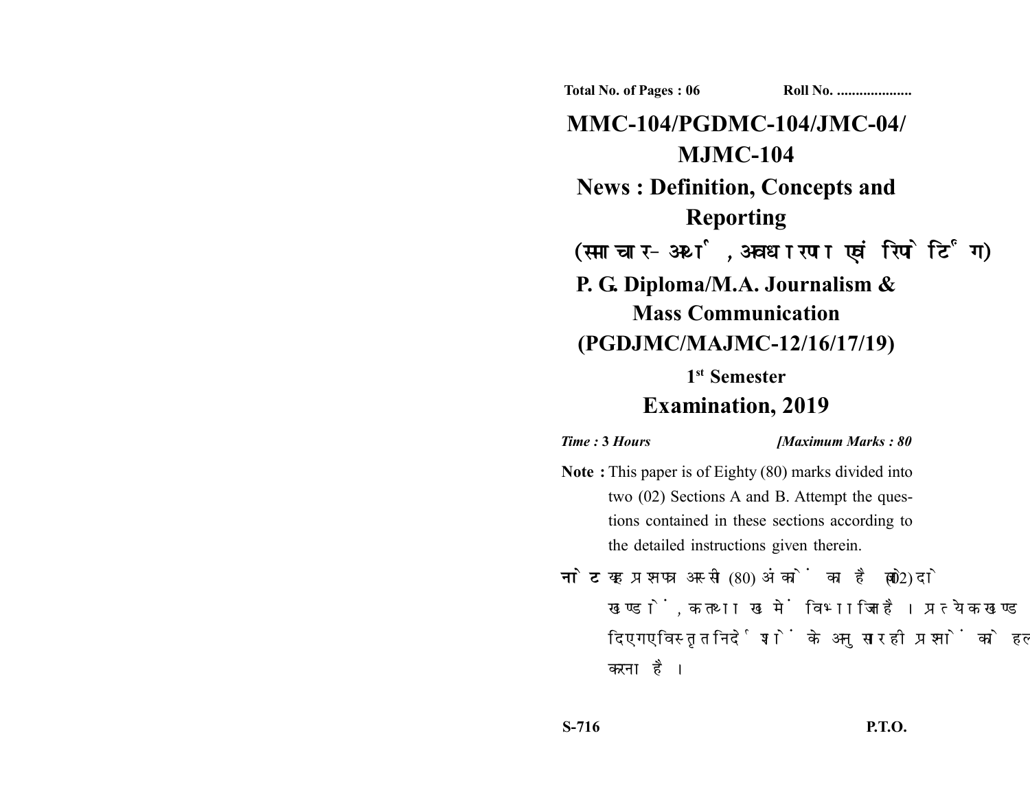**Total No. of Pages : 06** **Roll No. ....................**

# MMC-104/PGDMC-104/JMC-04/ MJMC-104

## News : Definition, Concepts and Reporting

## (समाचार- अर्थ, अवधारणा एवं रिपोर्टिंग)

## P. G. Diploma/M.A. Journalism & Mass Communication (PGDJMC/MAJMC-12/16/17/19)

### 1st Semester

## Examination, 2019

*Time : 3 Hours* *[Maximum Marks : 80*

**Note :** This paper is of Eighty (80) marks divided into two (02) Sections A and B. Attempt the questions contained in these sections according to the detailed instructions given therein.

**नोट :** यह प्रश्नपत्र अस्सी (80) अंकों का है जो दो (02) खण्डों, क तथा ख में विभाजित है। प्रत्येक खण्ड में दिए गए विस्तृत निर्देशों के अनुसार ही प्रश्नों को हल करना है।

**S-716** **P.T.O.**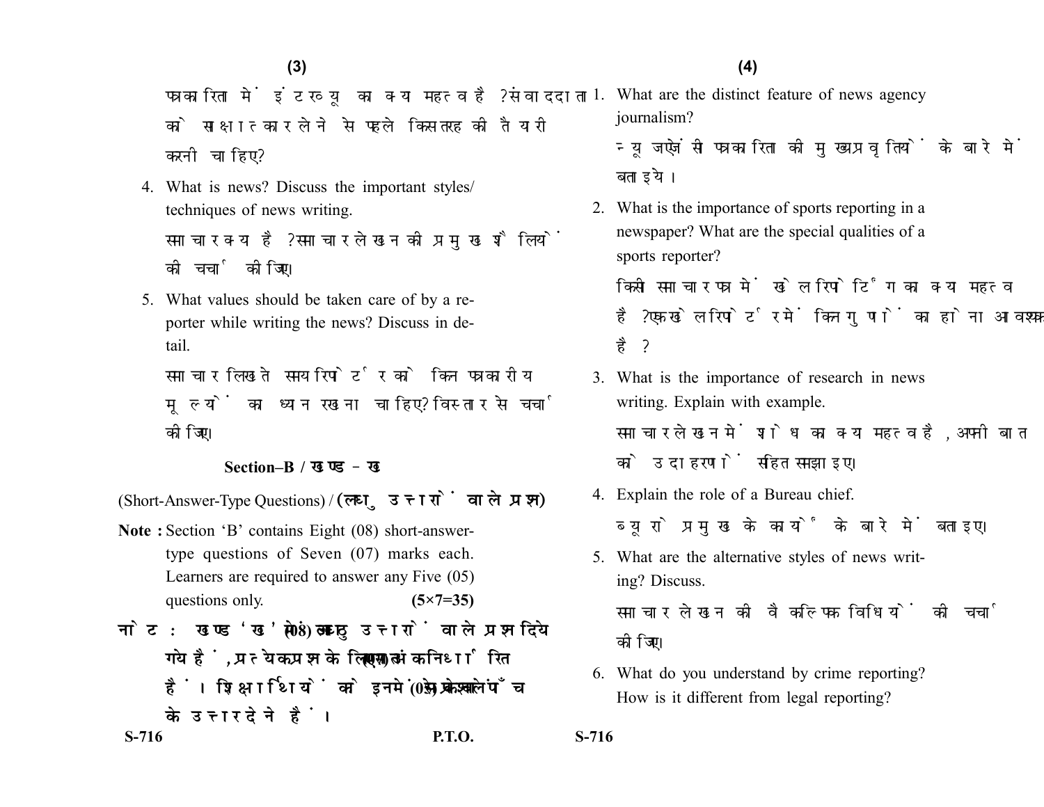पत्रकारिता में इंटरव्यू का क्या महत्व है? संवाददाता को साक्षात्कार लेने से पहले किस तरह की तैयारी करनी चाहिए?

4. What is news? Discuss the important styles/ techniques of news writing.

   समाचार क्या है? समाचार लेखन की प्रमुख शैलियों की चर्चा कीजिए।

5. What values should be taken care of by a reporter while writing the news? Discuss in detail.

   समाचार लिखते समय रिपोर्टर को किन पत्रकारीय मूल्यों का ध्यान रखना चाहिए? विस्तार से चर्चा कीजिए।

## Section–B / खण्ड – ख

(Short-Answer-Type Questions) / (लघु उत्तरों वाले प्रश्न)

**Note :** Section 'B' contains Eight (08) short-answer-type questions of Seven (07) marks each. Learners are required to answer any Five (05) questions only. **(5×7=35)**

**नोट :** खण्ड 'ख' में आठ (08) लघु उत्तरों वाले प्रश्न दिये गये हैं, प्रत्येक प्रश्न के लिए सात (07) अंक निर्धारित हैं। शिक्षार्थियों को इनमें से केवल पाँच (05) प्रश्नों के उत्तर देने हैं।

1. What are the distinct feature of news agency journalism?

   न्यूज एजेंसी पत्रकारिता की मुख्य प्रवृत्तियों के बारे में बताइये।

2. What is the importance of sports reporting in a newspaper? What are the special qualities of a sports reporter?

   किसी समाचार पत्र में खेल रिपोर्टिंग का क्या महत्व है? एक खेल रिपोर्टर में किन गुणों का होना आवश्यक है?

3. What is the importance of research in news writing. Explain with example.

   समाचार लेखन में शोध का क्या महत्व है, अपनी बात को उदाहरणों सहित समझाइए।

4. Explain the role of a Bureau chief.

   ब्यूरो प्रमुख के कार्यों के बारे में बताइए।

5. What are the alternative styles of news writing? Discuss.

   समाचार लेखन की वैकल्पिक विधियों की चर्चा कीजिए।

6. What do you understand by crime reporting? How is it different from legal reporting?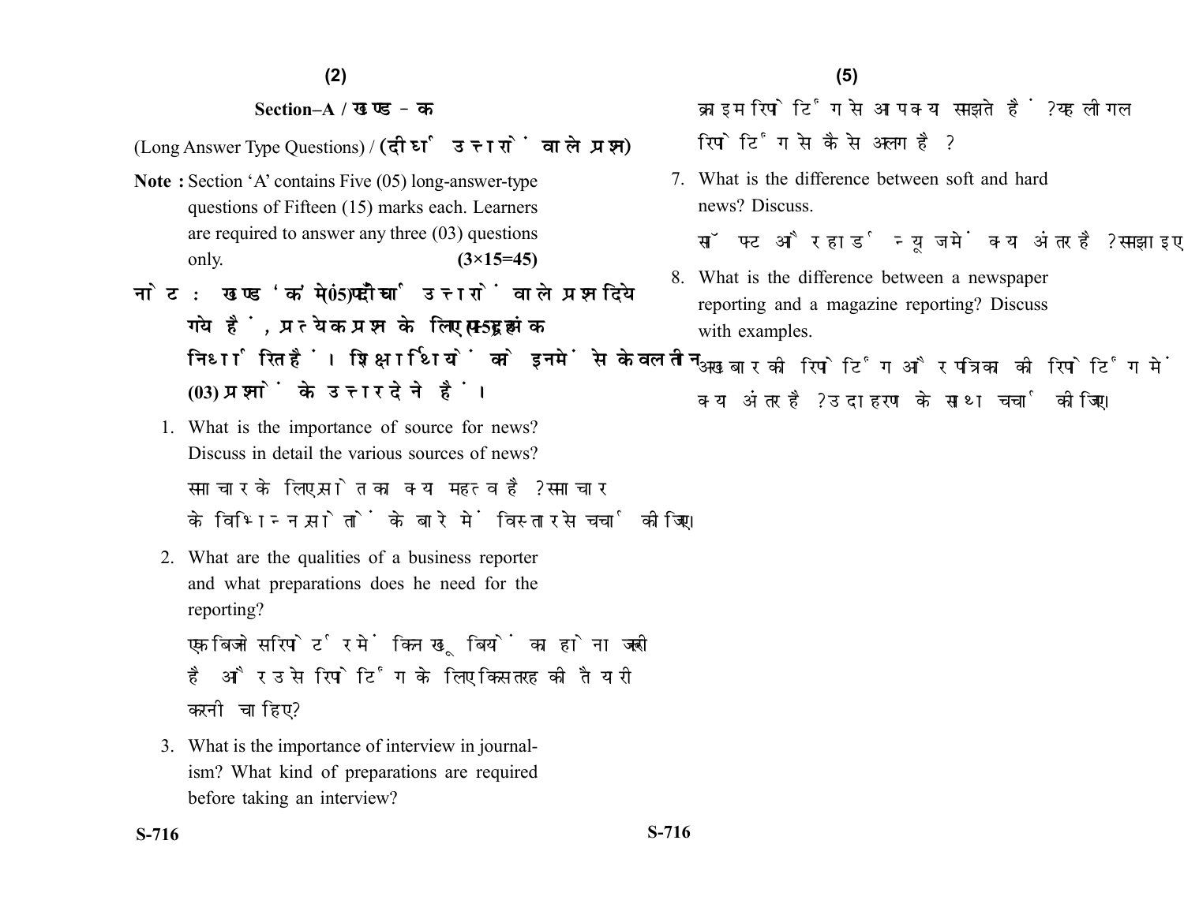## Section–A / खण्ड – क

(Long Answer Type Questions) / **(दीर्घ उत्तरों वाले प्रश्न)**

**Note :** Section 'A' contains Five (05) long-answer-type questions of Fifteen (15) marks each. Learners are required to answer any three (03) questions only. **(3×15=45)**

**नोट : खण्ड 'क' में पाँच (05) दीर्घ उत्तरों वाले प्रश्न दिये गये हैं, प्रत्येक प्रश्न के लिए पन्द्रह (15) अंक निर्धारित हैं। शिक्षार्थियों को इनमें से केवल तीन (03) प्रश्नों के उत्तर देने हैं।**

1. What is the importance of source for news? Discuss in detail the various sources of news?

   समाचार के लिए स्रोत का क्या महत्व है? समाचार के विभिन्न स्रोतों के बारे में विस्तार से चर्चा कीजिए।

2. What are the qualities of a business reporter and what preparations does he need for the reporting?

   एक बिजनेस रिपोर्टर में किन खूबियों का होना जरूरी है और उसे रिपोर्टिंग के लिए किस तरह की तैयारी करनी चाहिए?

3. What is the importance of interview in journalism? What kind of preparations are required before taking an interview?

क्राइम रिपोर्टिंग से आप क्या समझते हैं? यह लीगल रिपोर्टिंग से कैसे अलग है?

7. What is the difference between soft and hard news? Discuss.

   सॉफ्ट और हार्ड न्यूज में क्या अंतर है? समझाइए।

8. What is the difference between a newspaper reporting and a magazine reporting? Discuss with examples.

   अखबार की रिपोर्टिंग और पत्रिका की रिपोर्टिंग में क्या अंतर है? उदाहरण के साथ चर्चा कीजिए।